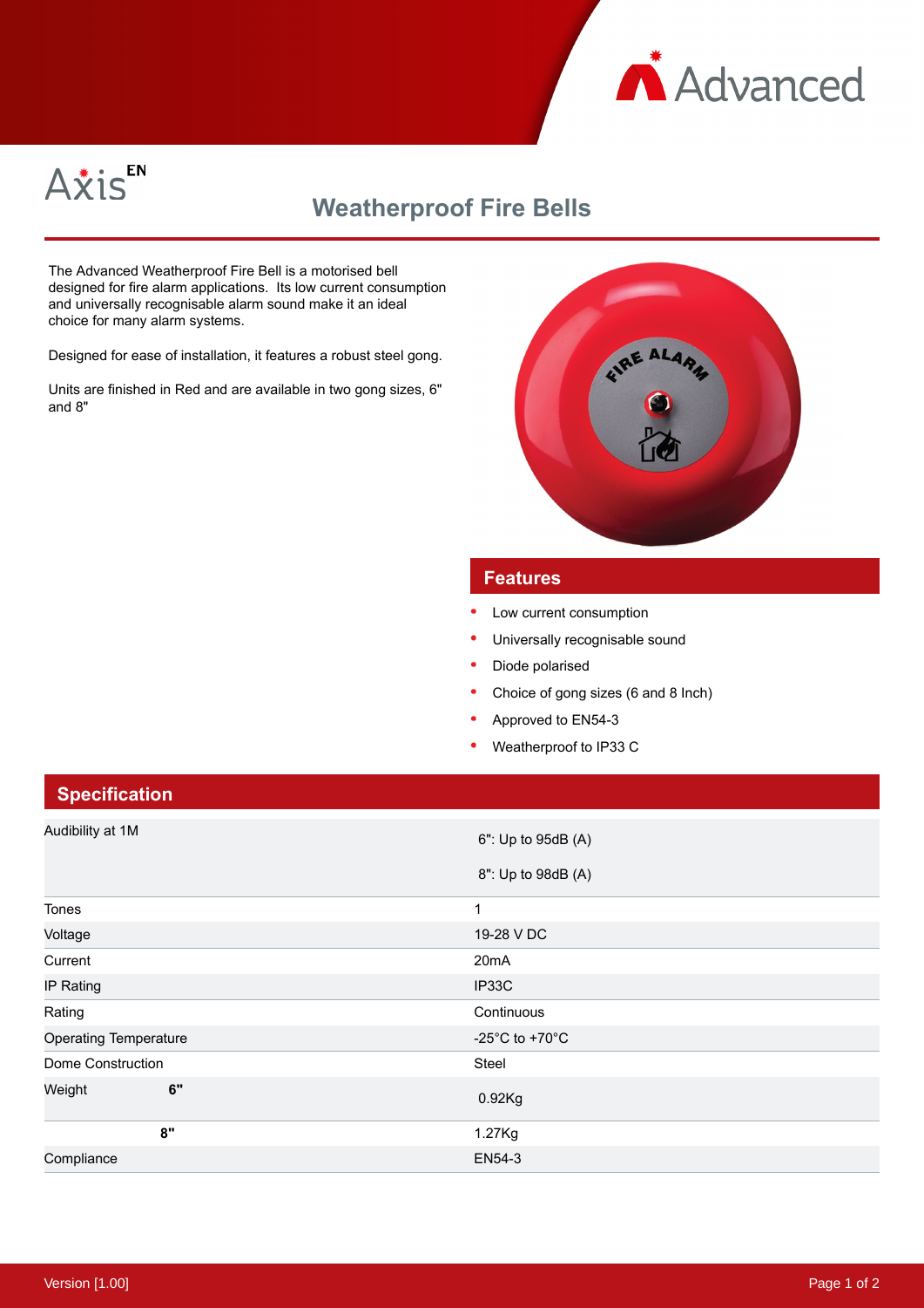Advanced

Axis EN

# Weatherproof Fire Bells

The Advanced Weatherproof Fire Bell is a motorised bell designed for fire alarm applications. Its low current consumption and universally recognisable alarm sound make it an ideal choice for many alarm systems.

Designed for ease of installation, it features a robust steel gong.

Units are finished in Red and are available in two gong sizes, 6" and 8"

## Features

- Low current consumption
- Universally recognisable sound
- Diode polarised
- Choice of gong sizes (6 and 8 Inch)
- Approved to EN54-3
- Weatherproof to IP33 C

## Specification

| | | |
|---|---|---|
| Audibility at 1M | | 6": Up to 95dB (A)<br>8": Up to 98dB (A) |
| Tones | | 1 |
| Voltage | | 19-28 V DC |
| Current | | 20mA |
| IP Rating | | IP33C |
| Rating | | Continuous |
| Operating Temperature | | -25°C to +70°C |
| Dome Construction | | Steel |
| Weight | **6"** | 0.92Kg |
| | **8"** | 1.27Kg |
| Compliance | | EN54-3 |

Version [1.00]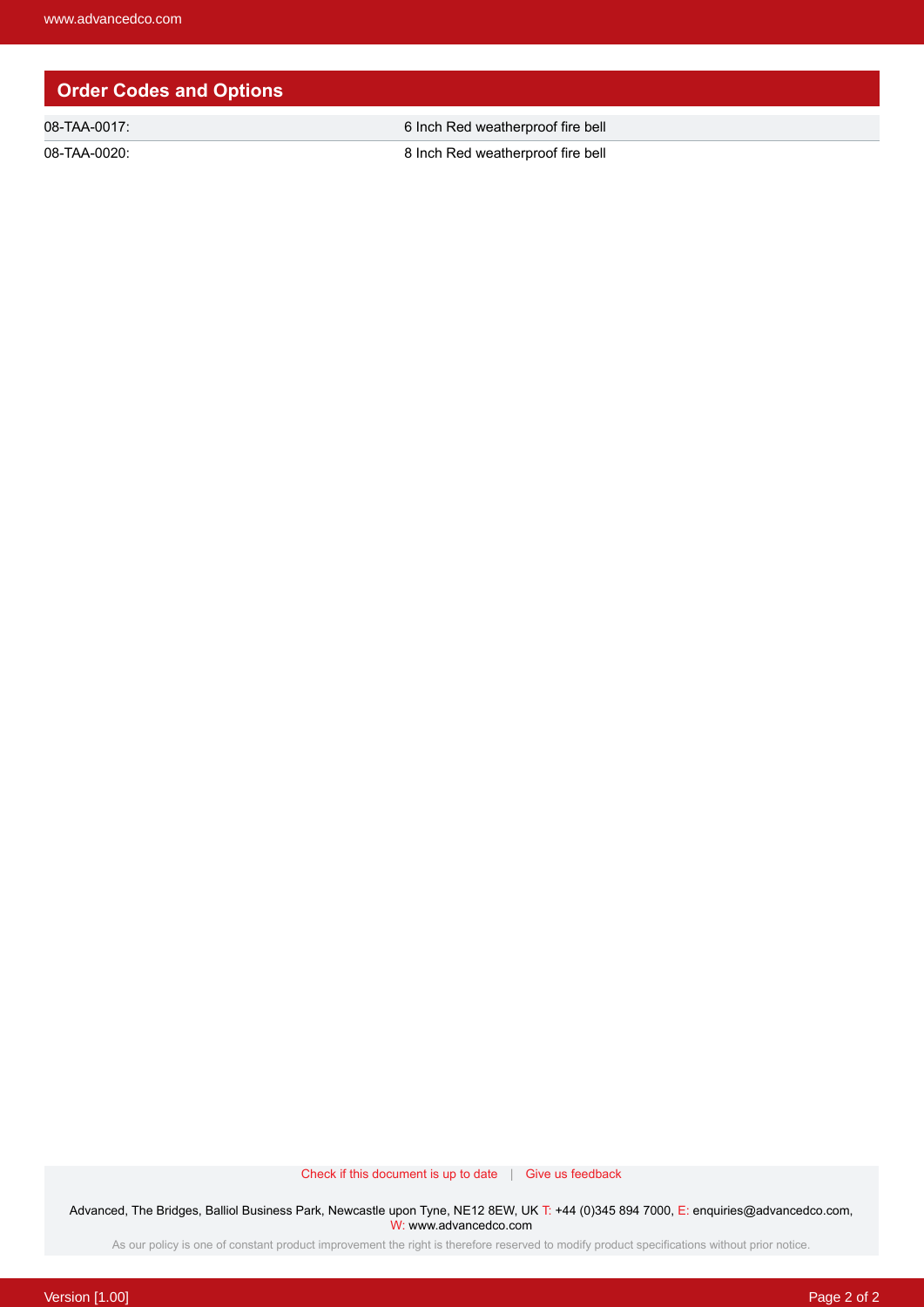## Order Codes and Options

| | |
|---|---|
| 08-TAA-0017: | 6 Inch Red weatherproof fire bell |
| 08-TAA-0020: | 8 Inch Red weatherproof fire bell |

Check if this document is up to date | Give us feedback

Advanced, The Bridges, Balliol Business Park, Newcastle upon Tyne, NE12 8EW, UK T: +44 (0)345 894 7000, E: enquiries@advancedco.com, W: www.advancedco.com

As our policy is one of constant product improvement the right is therefore reserved to modify product specifications without prior notice.

Version [1.00]